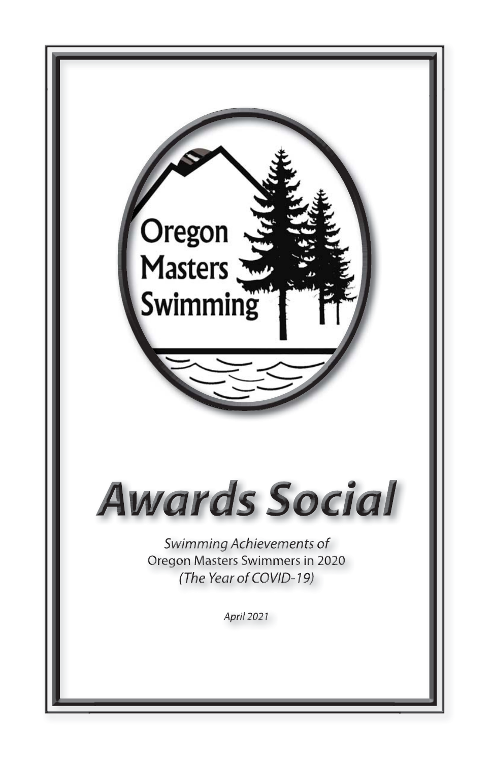Oregon Masters Swimming

# Awards Social

*Swimming Achievements of*
Oregon Masters Swimmers in 2020
*(The Year of COVID-19)*

*April 2021*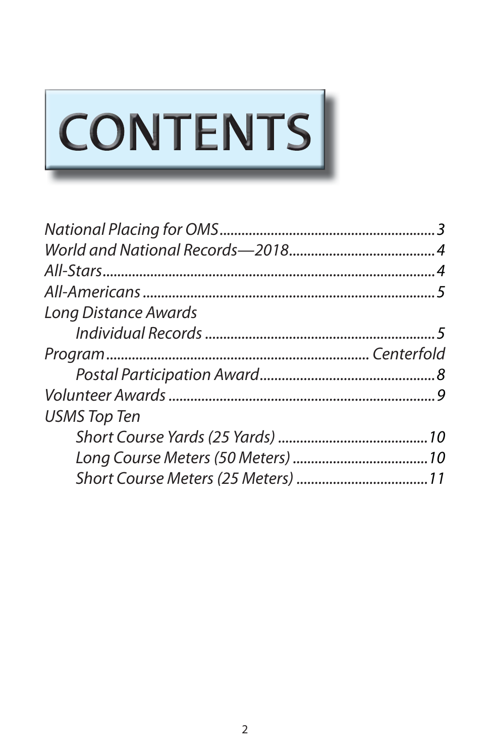# CONTENTS

*National Placing for OMS* ........................................................ 3
*World and National Records—2018* ........................................ 4
*All-Stars* ........................................................................................ 4
*All-Americans* ................................................................................ 5
*Long Distance Awards*
- *Individual Records* ................................................................ 5

*Program* ........................................................................ Centerfold
- *Postal Participation Award* ................................................ 8

*Volunteer Awards* ......................................................................... 9
*USMS Top Ten*
- *Short Course Yards (25 Yards)* ......................................... 10
- *Long Course Meters (50 Meters)* ..................................... 10
- *Short Course Meters (25 Meters)* .................................... 11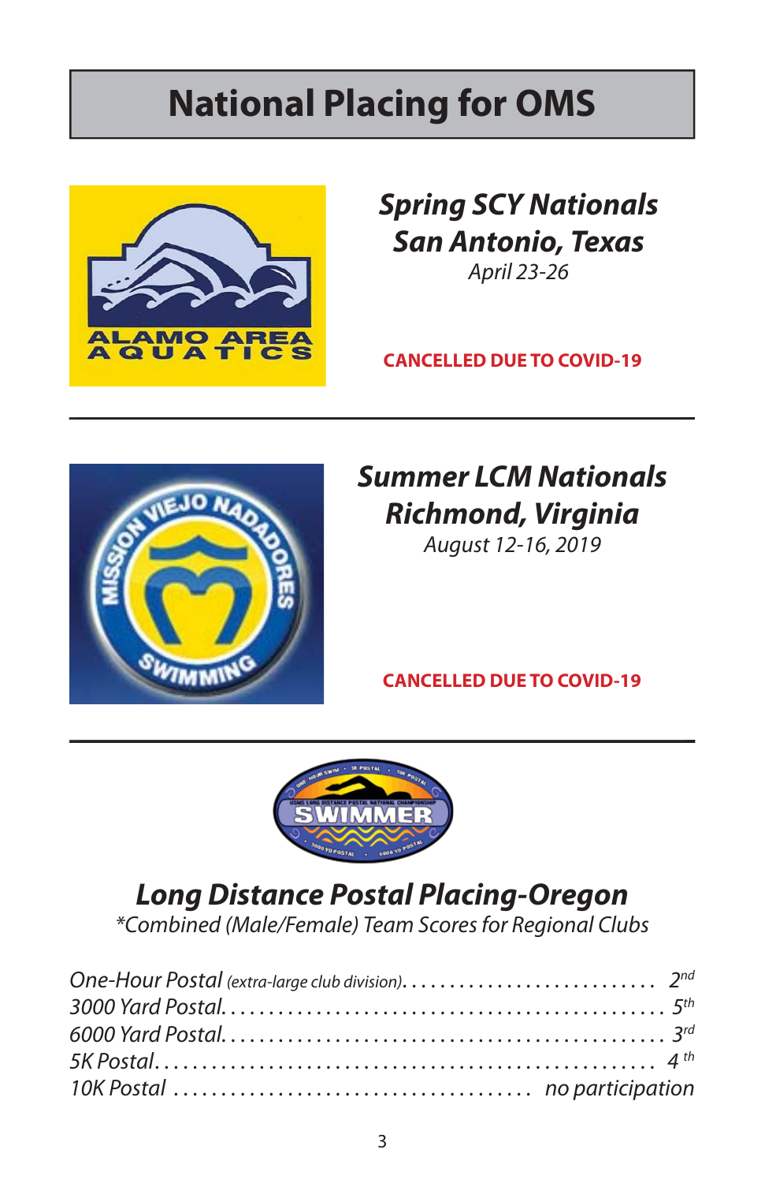# National Placing for OMS

## *Spring SCY Nationals*
## *San Antonio, Texas*

*April 23-26*

**CANCELLED DUE TO COVID-19**

---

## *Summer LCM Nationals*
## *Richmond, Virginia*

*August 12-16, 2019*

**CANCELLED DUE TO COVID-19**

---

## *Long Distance Postal Placing-Oregon*

*\*Combined (Male/Female) Team Scores for Regional Clubs*

*One-Hour Postal (extra-large club division)* . . . . . . . . . . . . . . . . . . . . . . . . . . 2nd
*3000 Yard Postal* . . . . . . . . . . . . . . . . . . . . . . . . . . . . . . . . . . . . . . . . . . . . . 5th
*6000 Yard Postal* . . . . . . . . . . . . . . . . . . . . . . . . . . . . . . . . . . . . . . . . . . . . . 3rd
*5K Postal* . . . . . . . . . . . . . . . . . . . . . . . . . . . . . . . . . . . . . . . . . . . . . . . . . 4th
*10K Postal* . . . . . . . . . . . . . . . . . . . . . . . . . . . . . . . . . . . . . *no participation*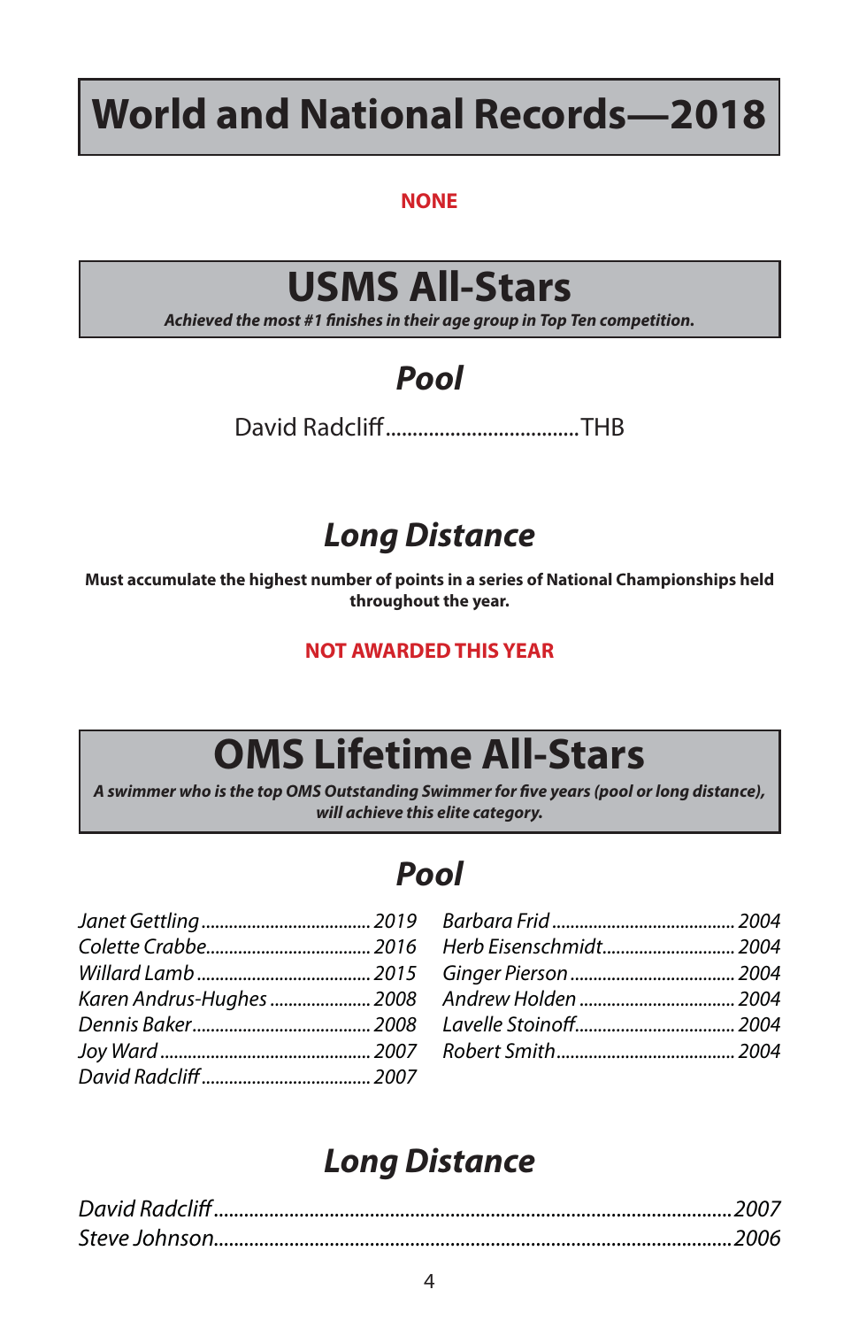# World and National Records—2018

**NONE**

# USMS All-Stars

***Achieved the most #1 finishes in their age group in Top Ten competition.***

## *Pool*

David Radcliff....................................THB

## *Long Distance*

**Must accumulate the highest number of points in a series of National Championships held throughout the year.**

**NOT AWARDED THIS YEAR**

# OMS Lifetime All-Stars

***A swimmer who is the top OMS Outstanding Swimmer for five years (pool or long distance), will achieve this elite category.***

## *Pool*

*Janet Gettling .................................... 2019*
*Colette Crabbe.................................... 2016*
*Willard Lamb ...................................... 2015*
*Karen Andrus-Hughes ...................... 2008*
*Dennis Baker....................................... 2008*
*Joy Ward ............................................. 2007*
*David Radcliff..................................... 2007*
*Barbara Frid ........................................ 2004*
*Herb Eisenschmidt............................ 2004*
*Ginger Pierson .................................... 2004*
*Andrew Holden ................................. 2004*
*Lavelle Stoinoff................................... 2004*
*Robert Smith....................................... 2004*

## *Long Distance*

*David Radcliff.....................................................................................................2007*
*Steve Johnson.....................................................................................................2006*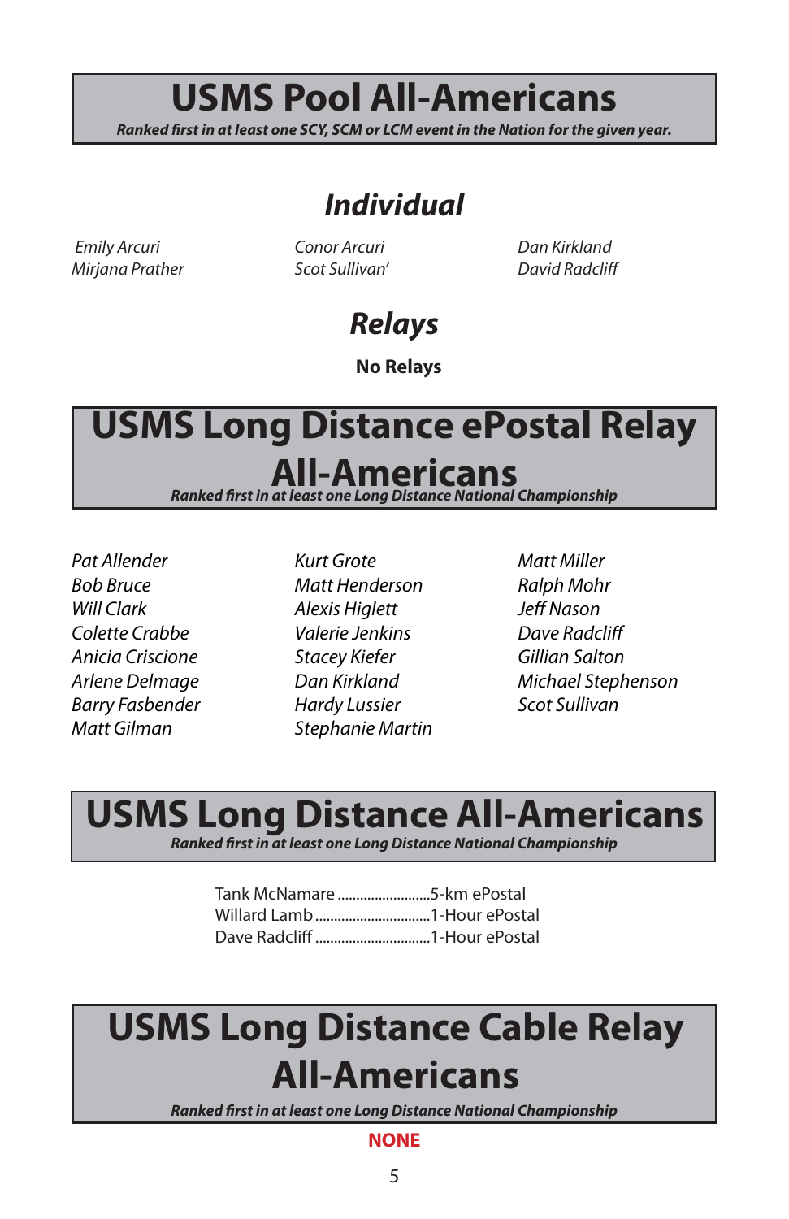# USMS Pool All-Americans

***Ranked first in at least one SCY, SCM or LCM event in the Nation for the given year.***

## Individual

*Emily Arcuri*
*Mirjana Prather*
*Conor Arcuri*
*Scot Sullivan'*
*Dan Kirkland*
*David Radcliff*

## Relays

**No Relays**

# USMS Long Distance ePostal Relay All-Americans

***Ranked first in at least one Long Distance National Championship***

*Pat Allender*
*Bob Bruce*
*Will Clark*
*Colette Crabbe*
*Anicia Criscione*
*Arlene Delmage*
*Barry Fasbender*
*Matt Gilman*
*Kurt Grote*
*Matt Henderson*
*Alexis Higlett*
*Valerie Jenkins*
*Stacey Kiefer*
*Dan Kirkland*
*Hardy Lussier*
*Stephanie Martin*
*Matt Miller*
*Ralph Mohr*
*Jeff Nason*
*Dave Radcliff*
*Gillian Salton*
*Michael Stephenson*
*Scot Sullivan*

# USMS Long Distance All-Americans

***Ranked first in at least one Long Distance National Championship***

Tank McNamare ..........................5-km ePostal
Willard Lamb ...............................1-Hour ePostal
Dave Radcliff ...............................1-Hour ePostal

# USMS Long Distance Cable Relay All-Americans

***Ranked first in at least one Long Distance National Championship***

**NONE**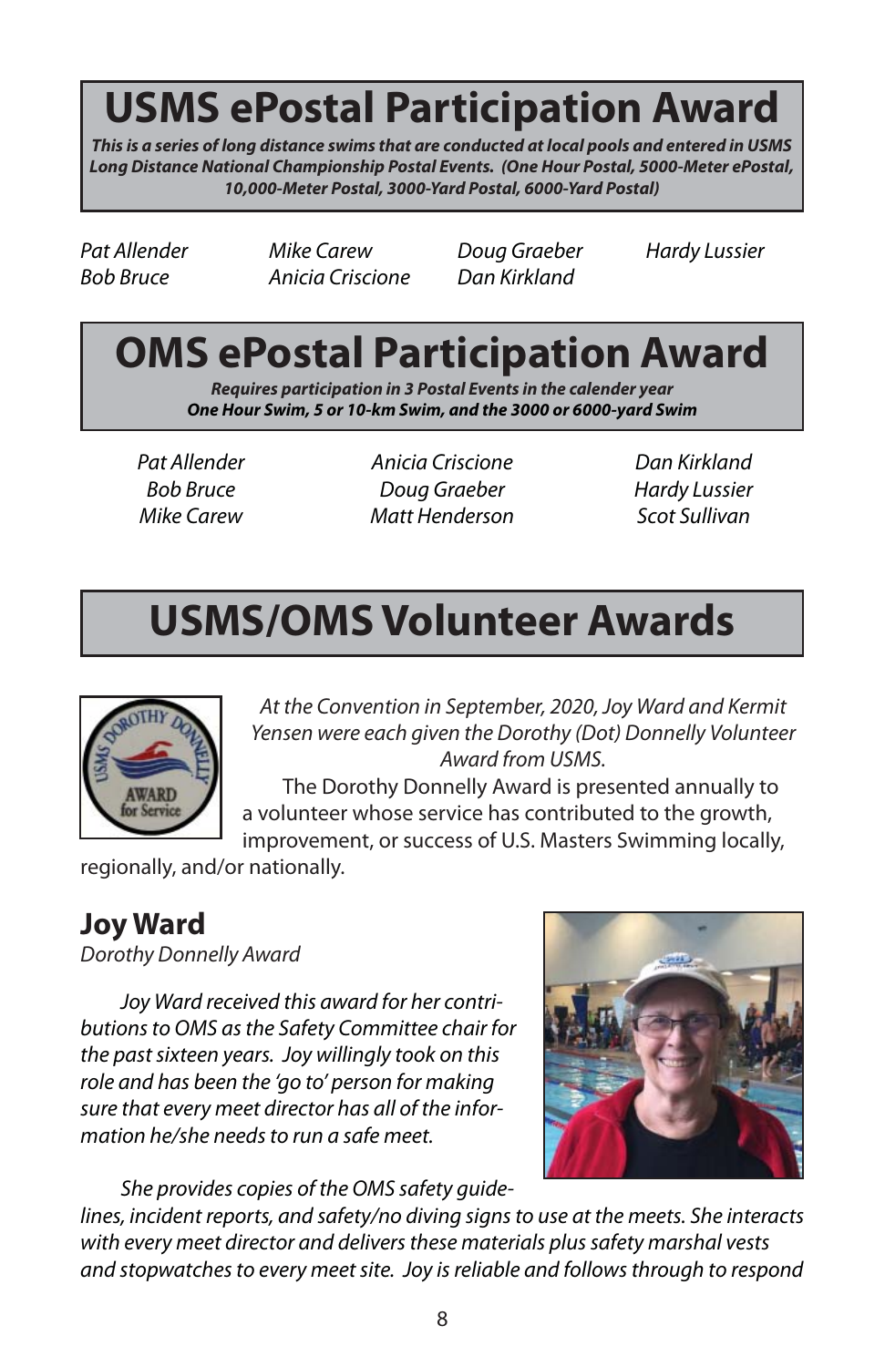# USMS ePostal Participation Award

***This is a series of long distance swims that are conducted at local pools and entered in USMS Long Distance National Championship Postal Events. (One Hour Postal, 5000-Meter ePostal, 10,000-Meter Postal, 3000-Yard Postal, 6000-Yard Postal)***

*Pat Allender*
*Bob Bruce*
*Mike Carew*
*Anicia Criscione*
*Doug Graeber*
*Dan Kirkland*
*Hardy Lussier*

# OMS ePostal Participation Award

***Requires participation in 3 Postal Events in the calender year***
***One Hour Swim, 5 or 10-km Swim, and the 3000 or 6000-yard Swim***

*Pat Allender*
*Bob Bruce*
*Mike Carew*
*Anicia Criscione*
*Doug Graeber*
*Matt Henderson*
*Dan Kirkland*
*Hardy Lussier*
*Scot Sullivan*

# USMS/OMS Volunteer Awards

*At the Convention in September, 2020, Joy Ward and Kermit Yensen were each given the Dorothy (Dot) Donnelly Volunteer Award from USMS.*

The Dorothy Donnelly Award is presented annually to a volunteer whose service has contributed to the growth, improvement, or success of U.S. Masters Swimming locally, regionally, and/or nationally.

## Joy Ward

*Dorothy Donnelly Award*

*Joy Ward received this award for her contributions to OMS as the Safety Committee chair for the past sixteen years. Joy willingly took on this role and has been the 'go to' person for making sure that every meet director has all of the information he/she needs to run a safe meet.*

*She provides copies of the OMS safety guidelines, incident reports, and safety/no diving signs to use at the meets. She interacts with every meet director and delivers these materials plus safety marshal vests and stopwatches to every meet site. Joy is reliable and follows through to respond*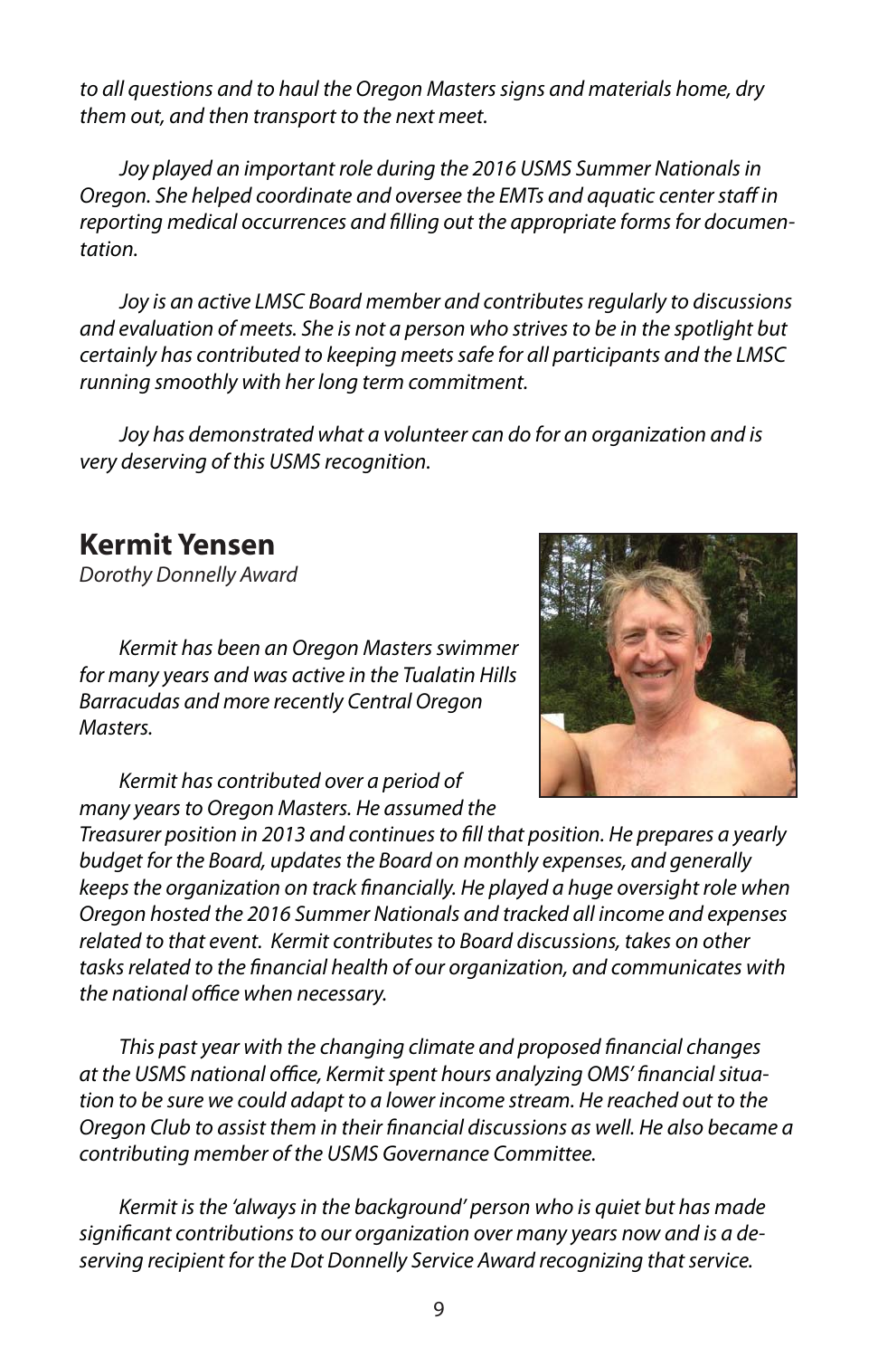*to all questions and to haul the Oregon Masters signs and materials home, dry them out, and then transport to the next meet.*

*Joy played an important role during the 2016 USMS Summer Nationals in Oregon. She helped coordinate and oversee the EMTs and aquatic center staff in reporting medical occurrences and filling out the appropriate forms for documentation.*

*Joy is an active LMSC Board member and contributes regularly to discussions and evaluation of meets. She is not a person who strives to be in the spotlight but certainly has contributed to keeping meets safe for all participants and the LMSC running smoothly with her long term commitment.*

*Joy has demonstrated what a volunteer can do for an organization and is very deserving of this USMS recognition.*

## Kermit Yensen

*Dorothy Donnelly Award*

*Kermit has been an Oregon Masters swimmer for many years and was active in the Tualatin Hills Barracudas and more recently Central Oregon Masters.*

*Kermit has contributed over a period of many years to Oregon Masters. He assumed the Treasurer position in 2013 and continues to fill that position. He prepares a yearly budget for the Board, updates the Board on monthly expenses, and generally keeps the organization on track financially. He played a huge oversight role when Oregon hosted the 2016 Summer Nationals and tracked all income and expenses related to that event. Kermit contributes to Board discussions, takes on other tasks related to the financial health of our organization, and communicates with the national office when necessary.*

*This past year with the changing climate and proposed financial changes at the USMS national office, Kermit spent hours analyzing OMS' financial situation to be sure we could adapt to a lower income stream. He reached out to the Oregon Club to assist them in their financial discussions as well. He also became a contributing member of the USMS Governance Committee.*

*Kermit is the 'always in the background' person who is quiet but has made significant contributions to our organization over many years now and is a deserving recipient for the Dot Donnelly Service Award recognizing that service.*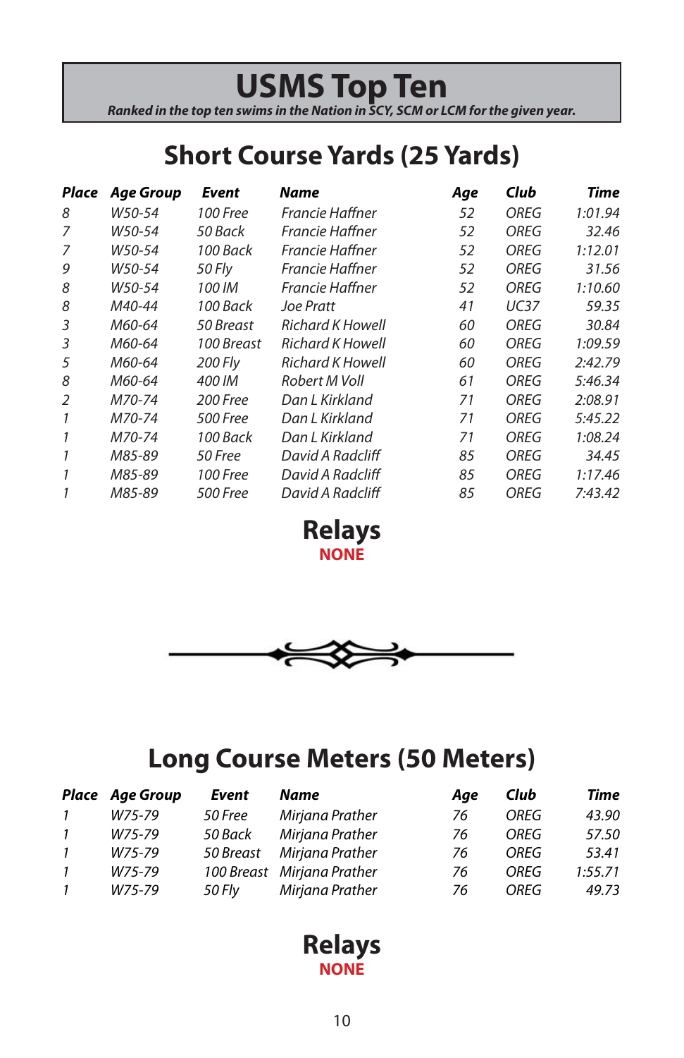# USMS Top Ten

***Ranked in the top ten swims in the Nation in SCY, SCM or LCM for the given year.***

## Short Course Yards (25 Yards)

| Place | Age Group | Event | Name | Age | Club | Time |
|---|---|---|---|---|---|---|
| 8 | W50-54 | 100 Free | Francie Haffner | 52 | OREG | 1:01.94 |
| 7 | W50-54 | 50 Back | Francie Haffner | 52 | OREG | 32.46 |
| 7 | W50-54 | 100 Back | Francie Haffner | 52 | OREG | 1:12.01 |
| 9 | W50-54 | 50 Fly | Francie Haffner | 52 | OREG | 31.56 |
| 8 | W50-54 | 100 IM | Francie Haffner | 52 | OREG | 1:10.60 |
| 8 | M40-44 | 100 Back | Joe Pratt | 41 | UC37 | 59.35 |
| 3 | M60-64 | 50 Breast | Richard K Howell | 60 | OREG | 30.84 |
| 3 | M60-64 | 100 Breast | Richard K Howell | 60 | OREG | 1:09.59 |
| 5 | M60-64 | 200 Fly | Richard K Howell | 60 | OREG | 2:42.79 |
| 8 | M60-64 | 400 IM | Robert M Voll | 61 | OREG | 5:46.34 |
| 2 | M70-74 | 200 Free | Dan L Kirkland | 71 | OREG | 2:08.91 |
| 1 | M70-74 | 500 Free | Dan L Kirkland | 71 | OREG | 5:45.22 |
| 1 | M70-74 | 100 Back | Dan L Kirkland | 71 | OREG | 1:08.24 |
| 1 | M85-89 | 50 Free | David A Radcliff | 85 | OREG | 34.45 |
| 1 | M85-89 | 100 Free | David A Radcliff | 85 | OREG | 1:17.46 |
| 1 | M85-89 | 500 Free | David A Radcliff | 85 | OREG | 7:43.42 |

### Relays

NONE

## Long Course Meters (50 Meters)

| Place | Age Group | Event | Name | Age | Club | Time |
|---|---|---|---|---|---|---|
| 1 | W75-79 | 50 Free | Mirjana Prather | 76 | OREG | 43.90 |
| 1 | W75-79 | 50 Back | Mirjana Prather | 76 | OREG | 57.50 |
| 1 | W75-79 | 50 Breast | Mirjana Prather | 76 | OREG | 53.41 |
| 1 | W75-79 | 100 Breast | Mirjana Prather | 76 | OREG | 1:55.71 |
| 1 | W75-79 | 50 Fly | Mirjana Prather | 76 | OREG | 49.73 |

### Relays

NONE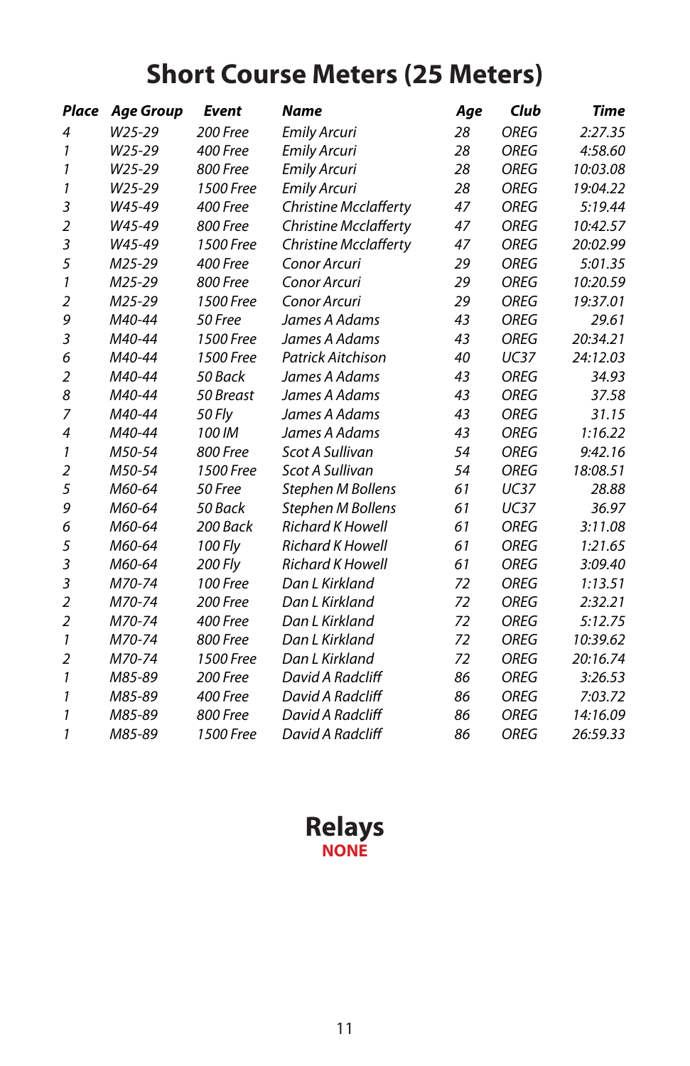# Short Course Meters (25 Meters)

| Place | Age Group | Event | Name | Age | Club | Time |
|---|---|---|---|---|---|---|
| 4 | W25-29 | 200 Free | Emily Arcuri | 28 | OREG | 2:27.35 |
| 1 | W25-29 | 400 Free | Emily Arcuri | 28 | OREG | 4:58.60 |
| 1 | W25-29 | 800 Free | Emily Arcuri | 28 | OREG | 10:03.08 |
| 1 | W25-29 | 1500 Free | Emily Arcuri | 28 | OREG | 19:04.22 |
| 3 | W45-49 | 400 Free | Christine Mcclafferty | 47 | OREG | 5:19.44 |
| 2 | W45-49 | 800 Free | Christine Mcclafferty | 47 | OREG | 10:42.57 |
| 3 | W45-49 | 1500 Free | Christine Mcclafferty | 47 | OREG | 20:02.99 |
| 5 | M25-29 | 400 Free | Conor Arcuri | 29 | OREG | 5:01.35 |
| 1 | M25-29 | 800 Free | Conor Arcuri | 29 | OREG | 10:20.59 |
| 2 | M25-29 | 1500 Free | Conor Arcuri | 29 | OREG | 19:37.01 |
| 9 | M40-44 | 50 Free | James A Adams | 43 | OREG | 29.61 |
| 3 | M40-44 | 1500 Free | James A Adams | 43 | OREG | 20:34.21 |
| 6 | M40-44 | 1500 Free | Patrick Aitchison | 40 | UC37 | 24:12.03 |
| 2 | M40-44 | 50 Back | James A Adams | 43 | OREG | 34.93 |
| 8 | M40-44 | 50 Breast | James A Adams | 43 | OREG | 37.58 |
| 7 | M40-44 | 50 Fly | James A Adams | 43 | OREG | 31.15 |
| 4 | M40-44 | 100 IM | James A Adams | 43 | OREG | 1:16.22 |
| 1 | M50-54 | 800 Free | Scot A Sullivan | 54 | OREG | 9:42.16 |
| 2 | M50-54 | 1500 Free | Scot A Sullivan | 54 | OREG | 18:08.51 |
| 5 | M60-64 | 50 Free | Stephen M Bollens | 61 | UC37 | 28.88 |
| 9 | M60-64 | 50 Back | Stephen M Bollens | 61 | UC37 | 36.97 |
| 6 | M60-64 | 200 Back | Richard K Howell | 61 | OREG | 3:11.08 |
| 5 | M60-64 | 100 Fly | Richard K Howell | 61 | OREG | 1:21.65 |
| 3 | M60-64 | 200 Fly | Richard K Howell | 61 | OREG | 3:09.40 |
| 3 | M70-74 | 100 Free | Dan L Kirkland | 72 | OREG | 1:13.51 |
| 2 | M70-74 | 200 Free | Dan L Kirkland | 72 | OREG | 2:32.21 |
| 2 | M70-74 | 400 Free | Dan L Kirkland | 72 | OREG | 5:12.75 |
| 1 | M70-74 | 800 Free | Dan L Kirkland | 72 | OREG | 10:39.62 |
| 2 | M70-74 | 1500 Free | Dan L Kirkland | 72 | OREG | 20:16.74 |
| 1 | M85-89 | 200 Free | David A Radcliff | 86 | OREG | 3:26.53 |
| 1 | M85-89 | 400 Free | David A Radcliff | 86 | OREG | 7:03.72 |
| 1 | M85-89 | 800 Free | David A Radcliff | 86 | OREG | 14:16.09 |
| 1 | M85-89 | 1500 Free | David A Radcliff | 86 | OREG | 26:59.33 |

## Relays

NONE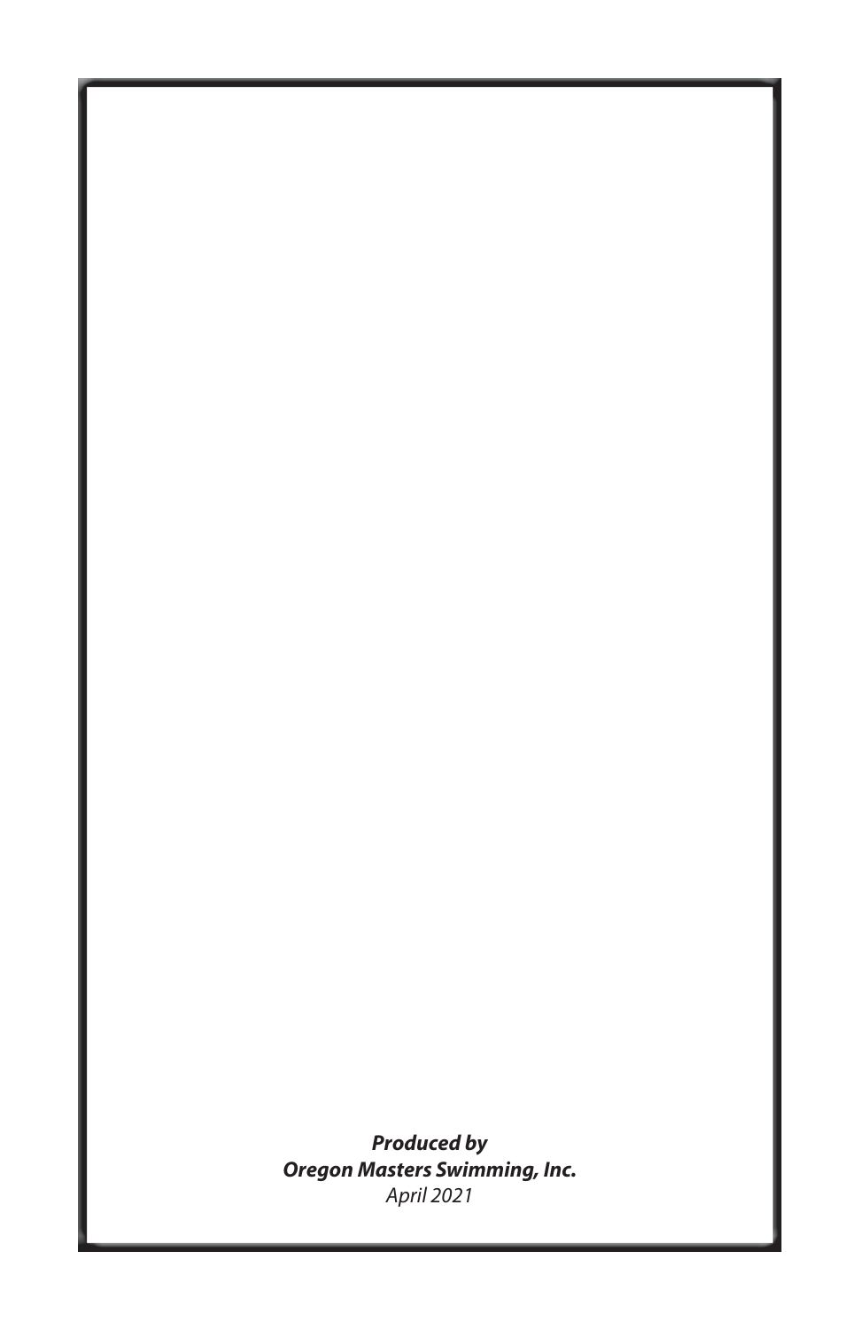***Produced by***
***Oregon Masters Swimming, Inc.***
*April 2021*